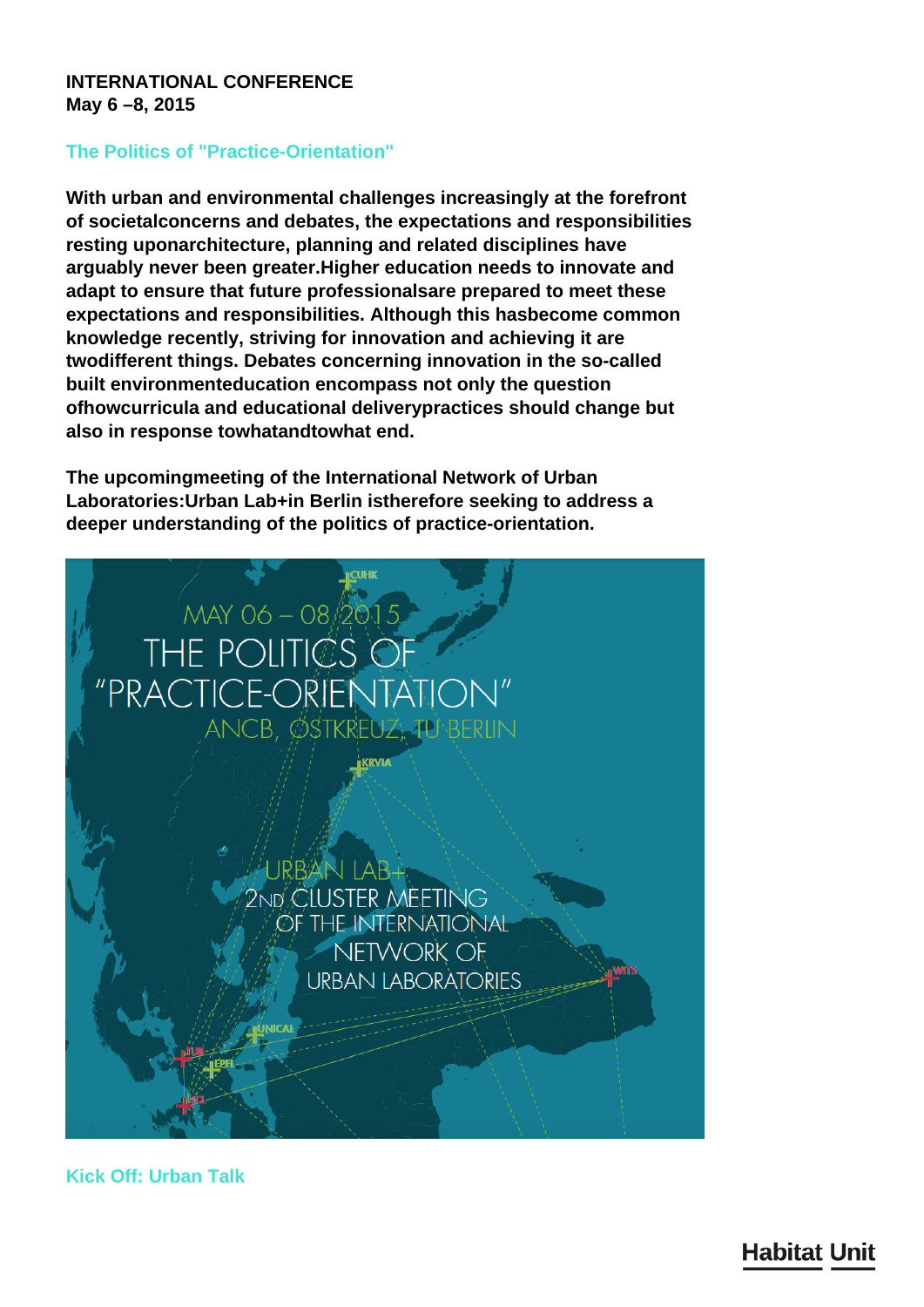**INTERNATIONAL CONFERENCE**
**May 6 –8, 2015**

## The Politics of "Practice-Orientation"

**With urban and environmental challenges increasingly at the forefront of societalconcerns and debates, the expectations and responsibilities resting uponarchitecture, planning and related disciplines have arguably never been greater.Higher education needs to innovate and adapt to ensure that future professionalsare prepared to meet these expectations and responsibilities. Although this hasbecome common knowledge recently, striving for innovation and achieving it are twodifferent things. Debates concerning innovation in the so-called built environmenteducation encompass not only the question ofhowcurricula and educational deliverypractices should change but also in response towhatandtowhat end.**

**The upcomingmeeting of the International Network of Urban Laboratories:Urban Lab+in Berlin istherefore seeking to address a deeper understanding of the politics of practice-orientation.**

## Kick Off: Urban Talk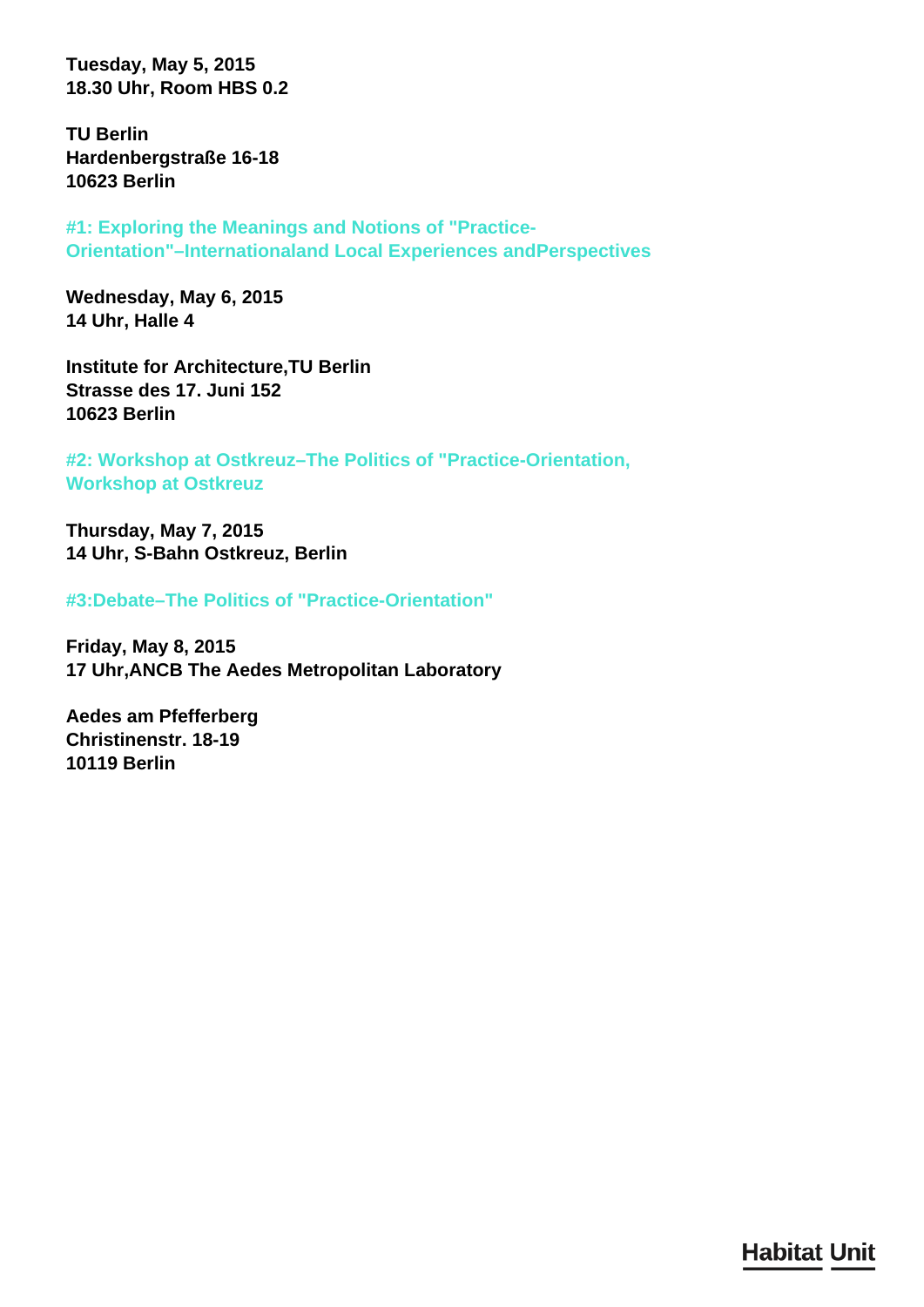**Tuesday, May 5, 2015**
**18.30 Uhr, Room HBS 0.2**

**TU Berlin**
**Hardenbergstraße 16-18**
**10623 Berlin**

**#1: Exploring the Meanings and Notions of "Practice-Orientation"–Internationaland Local Experiences andPerspectives**

**Wednesday, May 6, 2015**
**14 Uhr, Halle 4**

**Institute for Architecture,TU Berlin**
**Strasse des 17. Juni 152**
**10623 Berlin**

**#2: Workshop at Ostkreuz–The Politics of "Practice-Orientation, Workshop at Ostkreuz**

**Thursday, May 7, 2015**
**14 Uhr, S-Bahn Ostkreuz, Berlin**

**#3:Debate–The Politics of "Practice-Orientation"**

**Friday, May 8, 2015**
**17 Uhr,ANCB The Aedes Metropolitan Laboratory**

**Aedes am Pfefferberg**
**Christinenstr. 18-19**
**10119 Berlin**

**Habitat Unit**